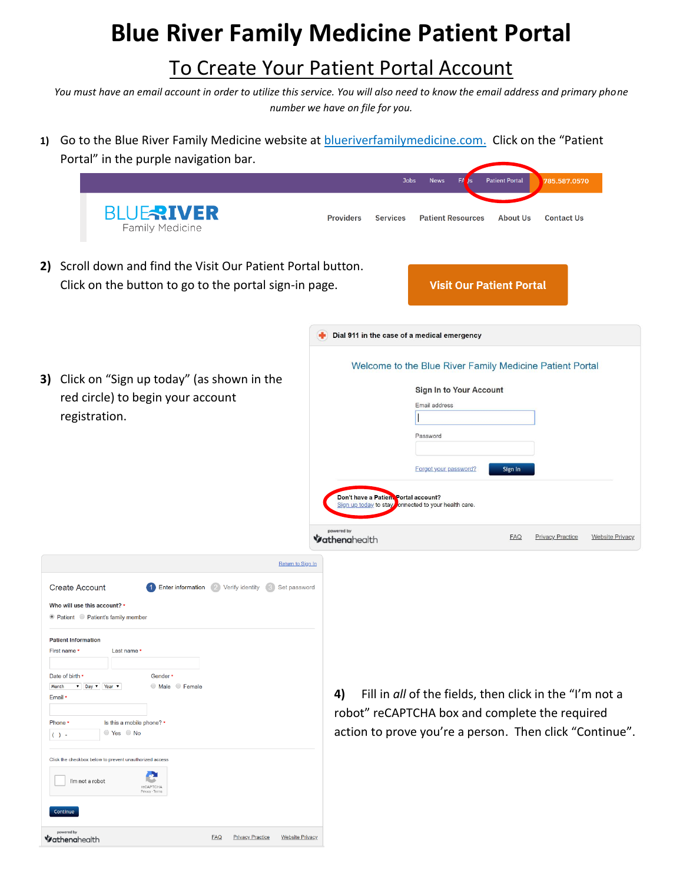# Blue River Family Medicine Patient Portal

## To Create Your Patient Portal Account

*You must have an email account in order to utilize this service. You will also need to know the email address and primary phone number we have on file for you.*

1) Go to the Blue River Family Medicine website at [blueriverfamilymedicine.com.](blueriverfamilymedicine.com) Click on the "Patient Portal" in the purple navigation bar.

2) Scroll down and find the Visit Our Patient Portal button. Click on the button to go to the portal sign-in page.

3) Click on "Sign up today" (as shown in the red circle) to begin your account registration.

4) Fill in *all* of the fields, then click in the "I'm not a robot" reCAPTCHA box and complete the required action to prove you're a person. Then click "Continue".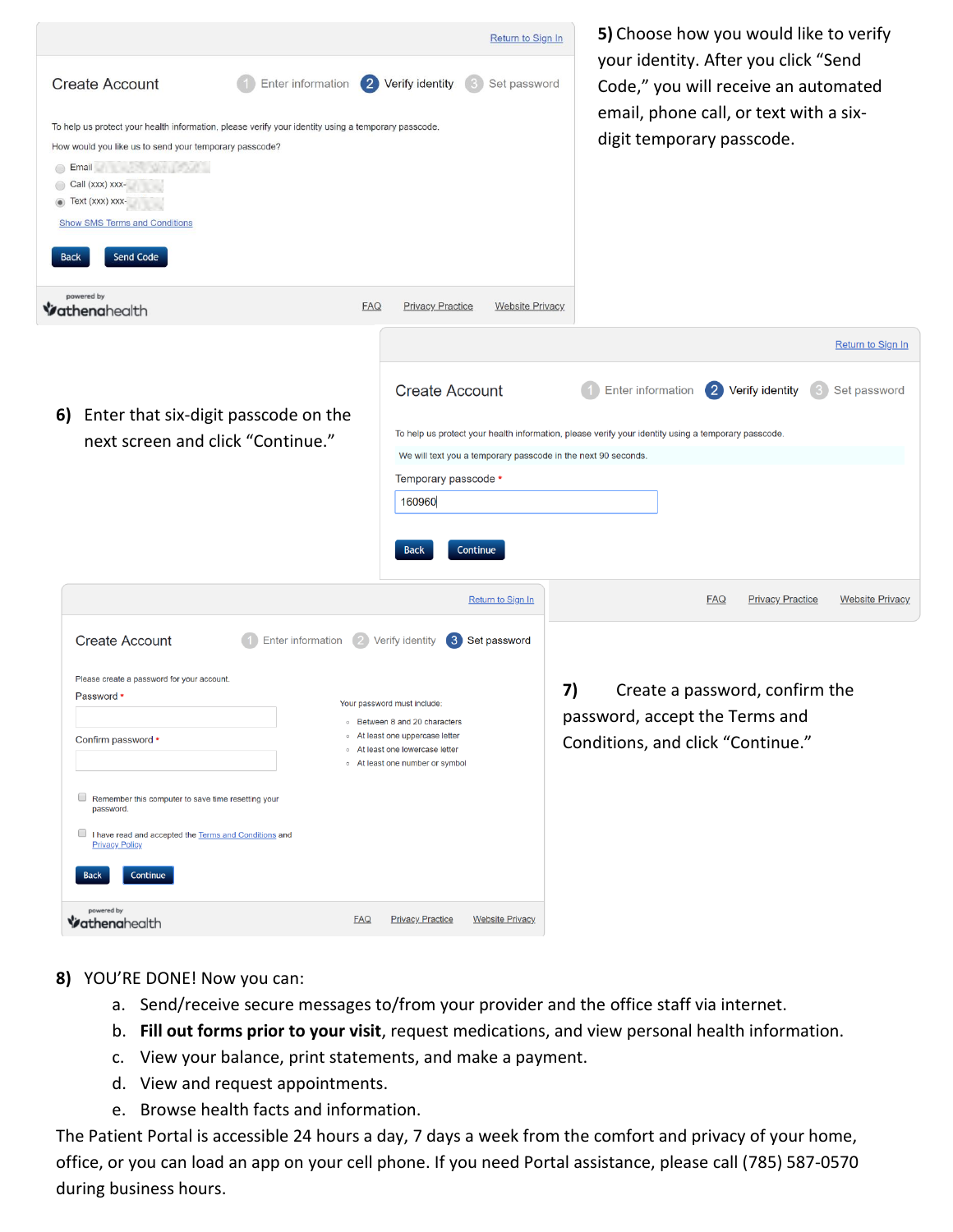**5)** Choose how you would like to verify your identity. After you click "Send Code," you will receive an automated email, phone call, or text with a six-digit temporary passcode.

**6)** Enter that six-digit passcode on the next screen and click "Continue."

**7)** Create a password, confirm the password, accept the Terms and Conditions, and click "Continue."

**8)** YOU'RE DONE! Now you can:

a. Send/receive secure messages to/from your provider and the office staff via internet.
b. **Fill out forms prior to your visit**, request medications, and view personal health information.
c. View your balance, print statements, and make a payment.
d. View and request appointments.
e. Browse health facts and information.

The Patient Portal is accessible 24 hours a day, 7 days a week from the comfort and privacy of your home, office, or you can load an app on your cell phone. If you need Portal assistance, please call (785) 587-0570 during business hours.